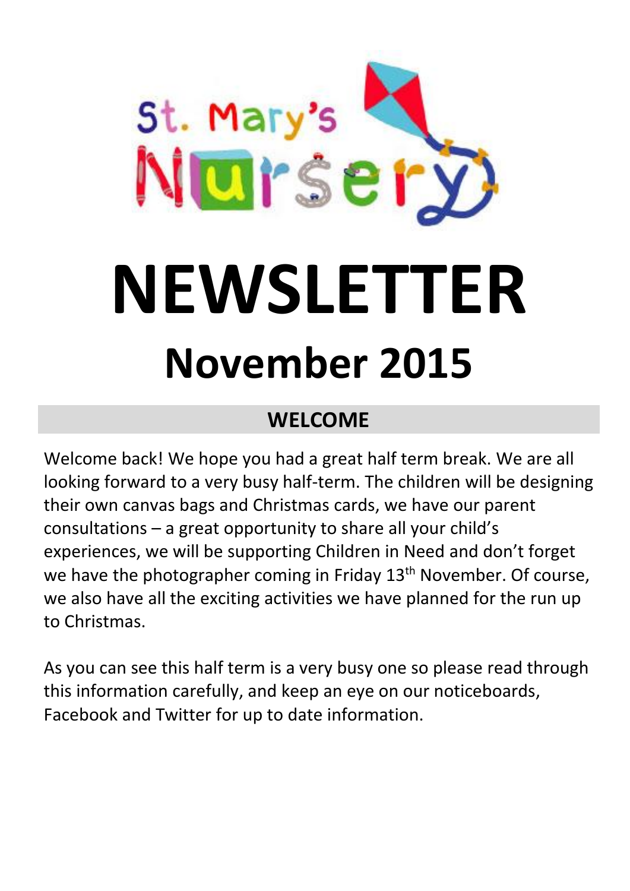St. Mary's Nursery

# NEWSLETTER

## November 2015

### WELCOME

Welcome back! We hope you had a great half term break. We are all looking forward to a very busy half-term. The children will be designing their own canvas bags and Christmas cards, we have our parent consultations – a great opportunity to share all your child's experiences, we will be supporting Children in Need and don't forget we have the photographer coming in Friday 13th November. Of course, we also have all the exciting activities we have planned for the run up to Christmas.

As you can see this half term is a very busy one so please read through this information carefully, and keep an eye on our noticeboards, Facebook and Twitter for up to date information.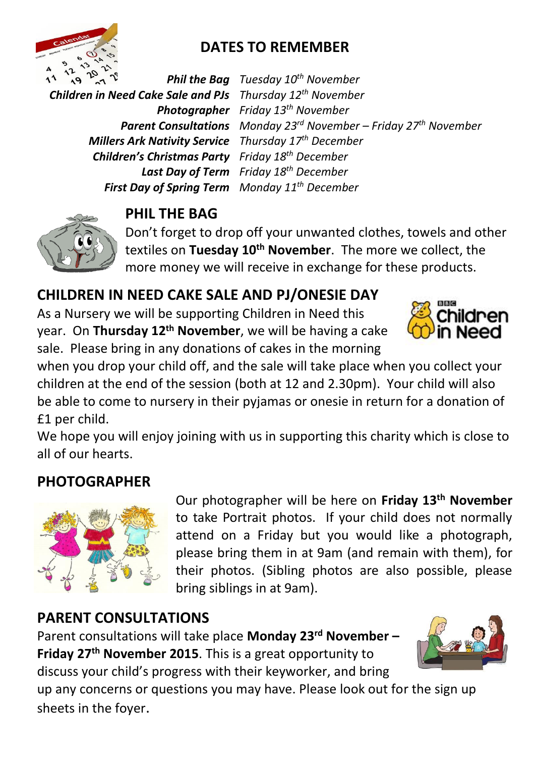## DATES TO REMEMBER

| | |
|---|---|
| ***Phil the Bag*** | *Tuesday 10th November* |
| ***Children in Need Cake Sale and PJs*** | *Thursday 12th November* |
| ***Photographer*** | *Friday 13th November* |
| ***Parent Consultations*** | *Monday 23rd November – Friday 27th November* |
| ***Millers Ark Nativity Service*** | *Thursday 17th December* |
| ***Children's Christmas Party*** | *Friday 18th December* |
| ***Last Day of Term*** | *Friday 18th December* |
| ***First Day of Spring Term*** | *Monday 11th December* |

## PHIL THE BAG

Don't forget to drop off your unwanted clothes, towels and other textiles on **Tuesday 10th November**. The more we collect, the more money we will receive in exchange for these products.

## CHILDREN IN NEED CAKE SALE AND PJ/ONESIE DAY

As a Nursery we will be supporting Children in Need this year. On **Thursday 12th November**, we will be having a cake sale. Please bring in any donations of cakes in the morning when you drop your child off, and the sale will take place when you collect your children at the end of the session (both at 12 and 2.30pm). Your child will also be able to come to nursery in their pyjamas or onesie in return for a donation of £1 per child.

We hope you will enjoy joining with us in supporting this charity which is close to all of our hearts.

## PHOTOGRAPHER

Our photographer will be here on **Friday 13th November** to take Portrait photos. If your child does not normally attend on a Friday but you would like a photograph, please bring them in at 9am (and remain with them), for their photos. (Sibling photos are also possible, please bring siblings in at 9am).

## PARENT CONSULTATIONS

Parent consultations will take place **Monday 23rd November – Friday 27th November 2015**. This is a great opportunity to discuss your child's progress with their keyworker, and bring up any concerns or questions you may have. Please look out for the sign up sheets in the foyer.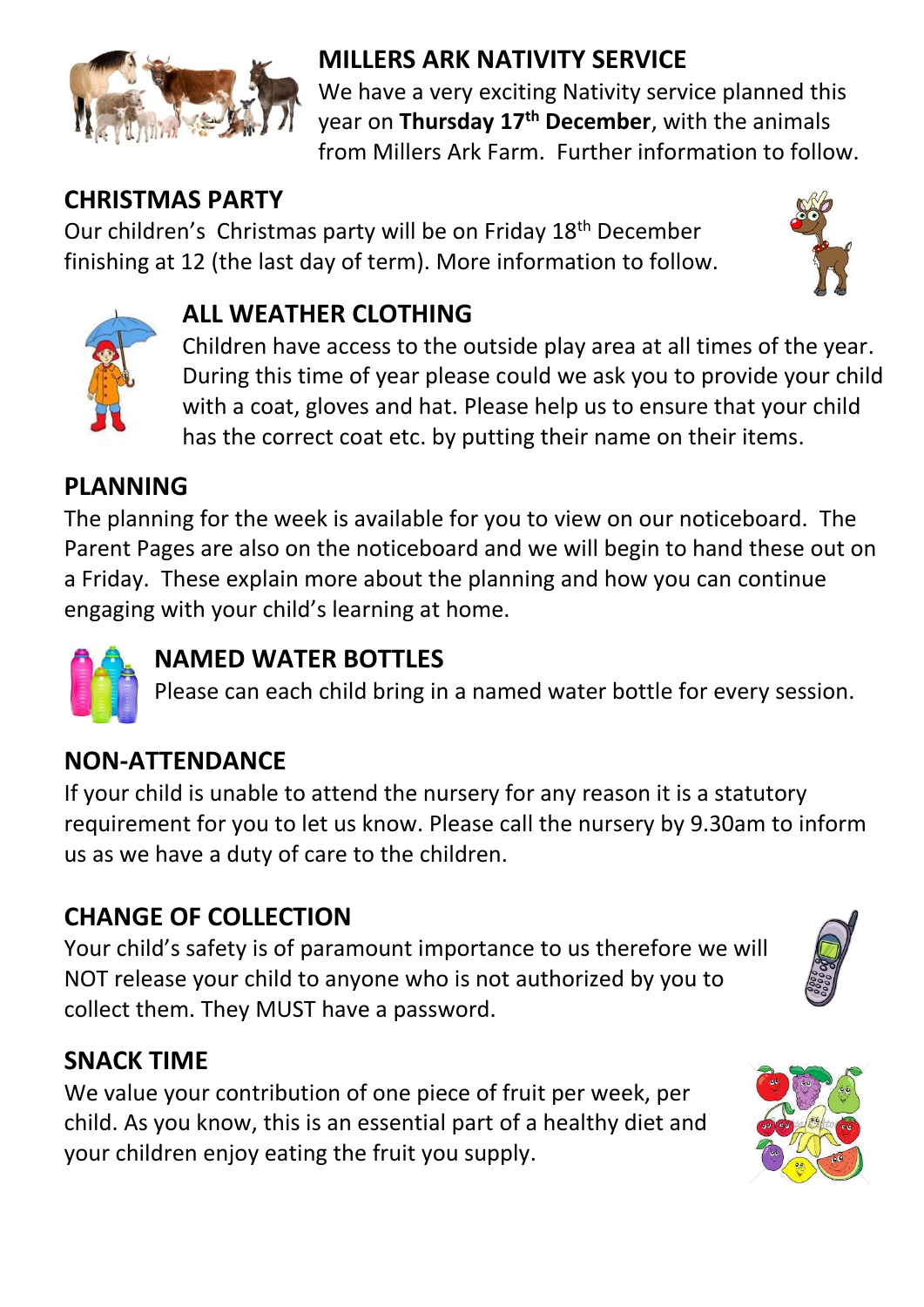## MILLERS ARK NATIVITY SERVICE

We have a very exciting Nativity service planned this year on **Thursday 17th December**, with the animals from Millers Ark Farm. Further information to follow.

## CHRISTMAS PARTY

Our children's Christmas party will be on Friday 18th December finishing at 12 (the last day of term). More information to follow.

## ALL WEATHER CLOTHING

Children have access to the outside play area at all times of the year. During this time of year please could we ask you to provide your child with a coat, gloves and hat. Please help us to ensure that your child has the correct coat etc. by putting their name on their items.

## PLANNING

The planning for the week is available for you to view on our noticeboard. The Parent Pages are also on the noticeboard and we will begin to hand these out on a Friday. These explain more about the planning and how you can continue engaging with your child's learning at home.

## NAMED WATER BOTTLES

Please can each child bring in a named water bottle for every session.

## NON-ATTENDANCE

If your child is unable to attend the nursery for any reason it is a statutory requirement for you to let us know. Please call the nursery by 9.30am to inform us as we have a duty of care to the children.

## CHANGE OF COLLECTION

Your child's safety is of paramount importance to us therefore we will NOT release your child to anyone who is not authorized by you to collect them. They MUST have a password.

## SNACK TIME

We value your contribution of one piece of fruit per week, per child. As you know, this is an essential part of a healthy diet and your children enjoy eating the fruit you supply.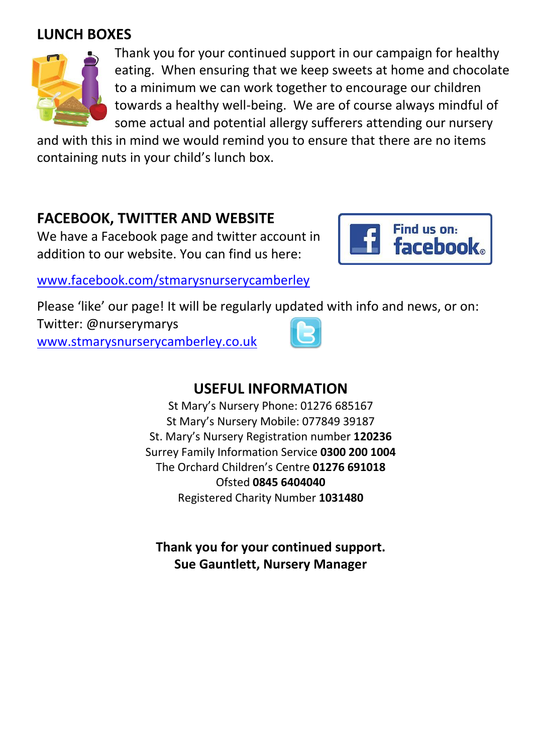## LUNCH BOXES

Thank you for your continued support in our campaign for healthy eating. When ensuring that we keep sweets at home and chocolate to a minimum we can work together to encourage our children towards a healthy well-being. We are of course always mindful of some actual and potential allergy sufferers attending our nursery and with this in mind we would remind you to ensure that there are no items containing nuts in your child's lunch box.

## FACEBOOK, TWITTER AND WEBSITE

We have a Facebook page and twitter account in addition to our website. You can find us here:

Find us on: facebook

www.facebook.com/stmarysnurserycamberley

Please 'like' our page! It will be regularly updated with info and news, or on:
Twitter: @nurserymarys
www.stmarysnurserycamberley.co.uk

## USEFUL INFORMATION

St Mary's Nursery Phone: 01276 685167
St Mary's Nursery Mobile: 077849 39187
St. Mary's Nursery Registration number **120236**
Surrey Family Information Service **0300 200 1004**
The Orchard Children's Centre **01276 691018**
Ofsted **0845 6404040**
Registered Charity Number **1031480**

**Thank you for your continued support.**
**Sue Gauntlett, Nursery Manager**